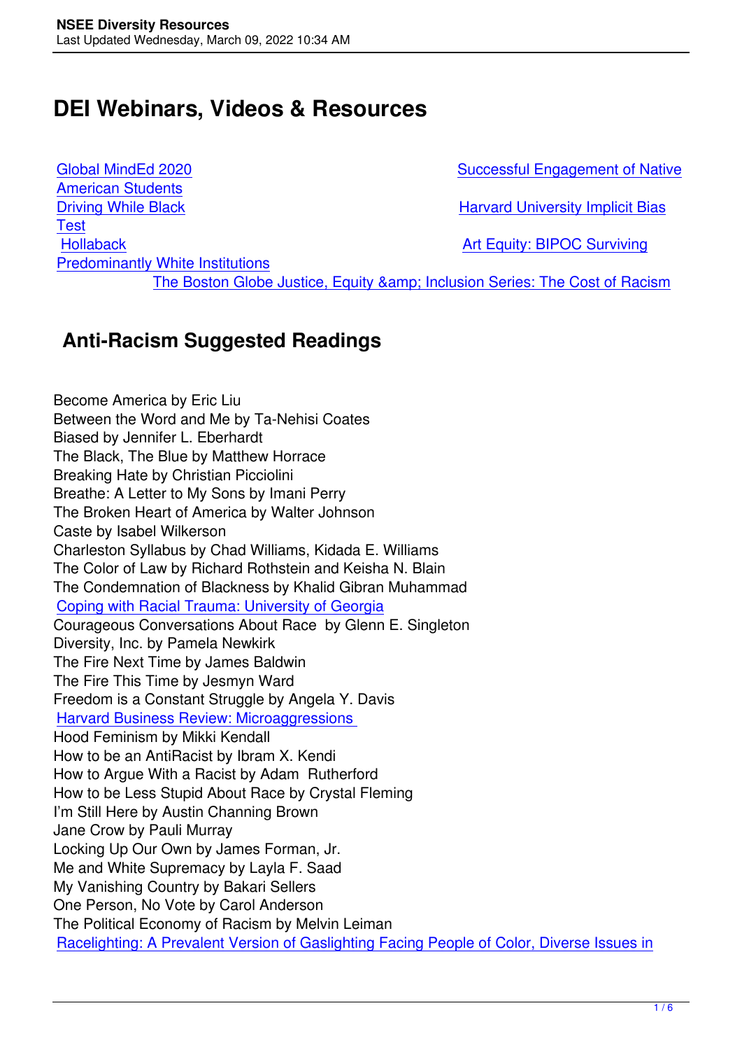# DEI Webinars, Videos & Resources

Global MindEd 2020

Successful Engagement of Native American Students

Driving While Black

Harvard University Implicit Bias Test

Hollaback

Art Equity: BIPOC Surviving Predominantly White Institutions

The Boston Globe Justice, Equity &amp; Inclusion Series: The Cost of Racism

## Anti-Racism Suggested Readings

Become America by Eric Liu
Between the Word and Me by Ta-Nehisi Coates
Biased by Jennifer L. Eberhardt
The Black, The Blue by Matthew Horrace
Breaking Hate by Christian Picciolini
Breathe: A Letter to My Sons by Imani Perry
The Broken Heart of America by Walter Johnson
Caste by Isabel Wilkerson
Charleston Syllabus by Chad Williams, Kidada E. Williams
The Color of Law by Richard Rothstein and Keisha N. Blain
The Condemnation of Blackness by Khalid Gibran Muhammad
Coping with Racial Trauma: University of Georgia
Courageous Conversations About Race by Glenn E. Singleton
Diversity, Inc. by Pamela Newkirk
The Fire Next Time by James Baldwin
The Fire This Time by Jesmyn Ward
Freedom is a Constant Struggle by Angela Y. Davis
Harvard Business Review: Microaggressions
Hood Feminism by Mikki Kendall
How to be an AntiRacist by Ibram X. Kendi
How to Argue With a Racist by Adam Rutherford
How to be Less Stupid About Race by Crystal Fleming
I'm Still Here by Austin Channing Brown
Jane Crow by Pauli Murray
Locking Up Our Own by James Forman, Jr.
Me and White Supremacy by Layla F. Saad
My Vanishing Country by Bakari Sellers
One Person, No Vote by Carol Anderson
The Political Economy of Racism by Melvin Leiman
Racelighting: A Prevalent Version of Gaslighting Facing People of Color, Diverse Issues in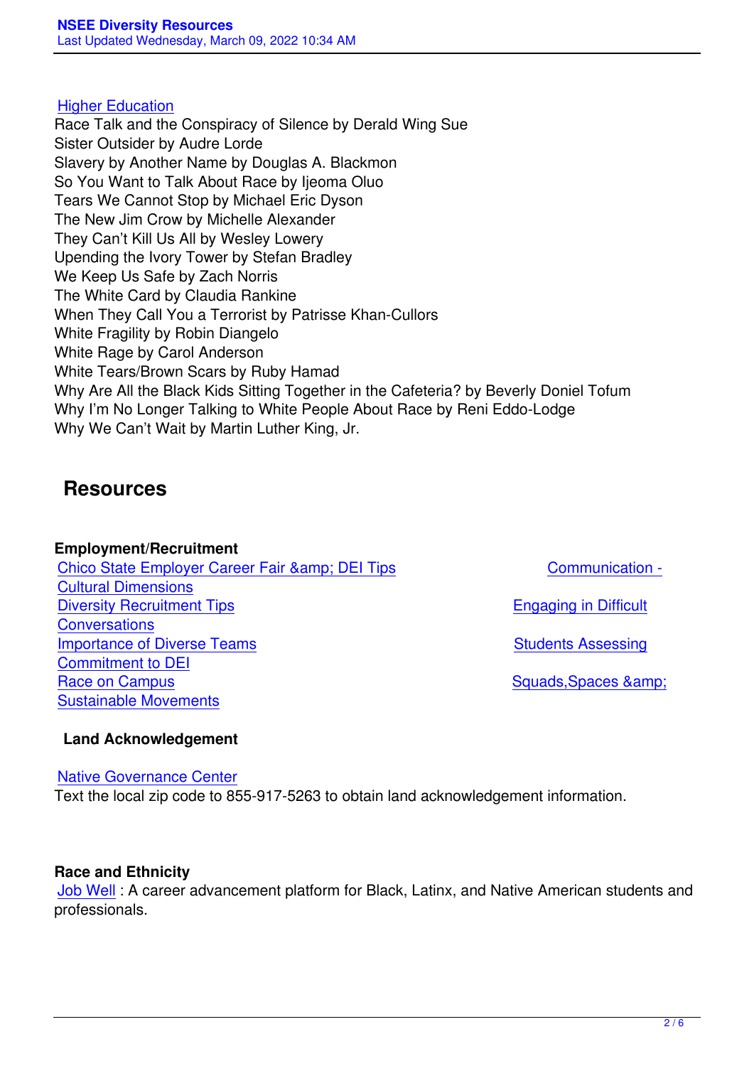Higher Education
Race Talk and the Conspiracy of Silence by Derald Wing Sue
Sister Outsider by Audre Lorde
Slavery by Another Name by Douglas A. Blackmon
So You Want to Talk About Race by Ijeoma Oluo
Tears We Cannot Stop by Michael Eric Dyson
The New Jim Crow by Michelle Alexander
They Can't Kill Us All by Wesley Lowery
Upending the Ivory Tower by Stefan Bradley
We Keep Us Safe by Zach Norris
The White Card by Claudia Rankine
When They Call You a Terrorist by Patrisse Khan-Cullors
White Fragility by Robin Diangelo
White Rage by Carol Anderson
White Tears/Brown Scars by Ruby Hamad
Why Are All the Black Kids Sitting Together in the Cafeteria? by Beverly Doniel Tofum
Why I'm No Longer Talking to White People About Race by Reni Eddo-Lodge
Why We Can't Wait by Martin Luther King, Jr.

## Resources

**Employment/Recruitment**

Chico State Employer Career Fair &amp; DEI Tips
Communication - Cultural Dimensions
Diversity Recruitment Tips
Engaging in Difficult Conversations
Importance of Diverse Teams
Students Assessing Commitment to DEI
Race on Campus
Squads,Spaces &amp; Sustainable Movements

**Land Acknowledgement**

Native Governance Center
Text the local zip code to 855-917-5263 to obtain land acknowledgement information.

**Race and Ethnicity**

Job Well : A career advancement platform for Black, Latinx, and Native American students and professionals.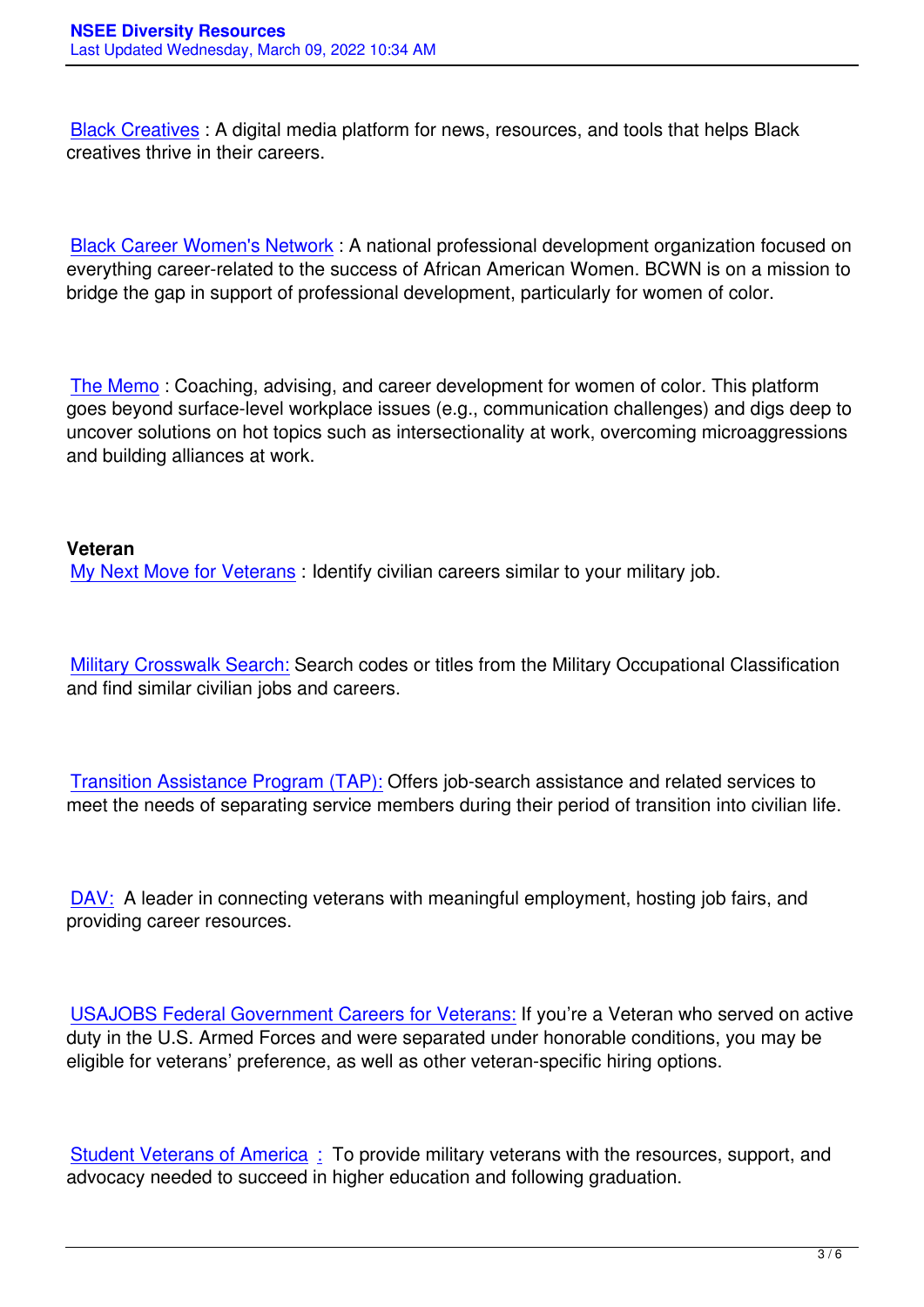Black Creatives : A digital media platform for news, resources, and tools that helps Black creatives thrive in their careers.

Black Career Women's Network : A national professional development organization focused on everything career-related to the success of African American Women. BCWN is on a mission to bridge the gap in support of professional development, particularly for women of color.

The Memo : Coaching, advising, and career development for women of color. This platform goes beyond surface-level workplace issues (e.g., communication challenges) and digs deep to uncover solutions on hot topics such as intersectionality at work, overcoming microaggressions and building alliances at work.

**Veteran**

My Next Move for Veterans : Identify civilian careers similar to your military job.

Military Crosswalk Search: Search codes or titles from the Military Occupational Classification and find similar civilian jobs and careers.

Transition Assistance Program (TAP): Offers job-search assistance and related services to meet the needs of separating service members during their period of transition into civilian life.

DAV: A leader in connecting veterans with meaningful employment, hosting job fairs, and providing career resources.

USAJOBS Federal Government Careers for Veterans: If you're a Veteran who served on active duty in the U.S. Armed Forces and were separated under honorable conditions, you may be eligible for veterans' preference, as well as other veteran-specific hiring options.

Student Veterans of America : To provide military veterans with the resources, support, and advocacy needed to succeed in higher education and following graduation.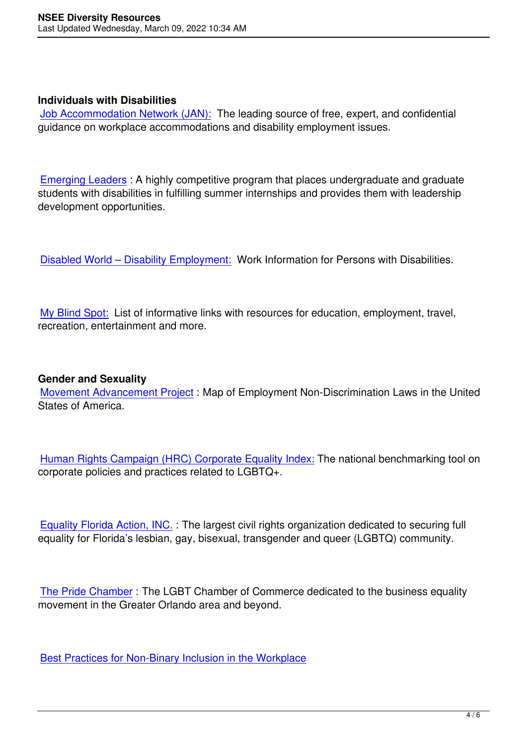**Individuals with Disabilities**

Job Accommodation Network (JAN): The leading source of free, expert, and confidential guidance on workplace accommodations and disability employment issues.

Emerging Leaders : A highly competitive program that places undergraduate and graduate students with disabilities in fulfilling summer internships and provides them with leadership development opportunities.

Disabled World – Disability Employment: Work Information for Persons with Disabilities.

My Blind Spot: List of informative links with resources for education, employment, travel, recreation, entertainment and more.

**Gender and Sexuality**

Movement Advancement Project : Map of Employment Non-Discrimination Laws in the United States of America.

Human Rights Campaign (HRC) Corporate Equality Index: The national benchmarking tool on corporate policies and practices related to LGBTQ+.

Equality Florida Action, INC. : The largest civil rights organization dedicated to securing full equality for Florida's lesbian, gay, bisexual, transgender and queer (LGBTQ) community.

The Pride Chamber : The LGBT Chamber of Commerce dedicated to the business equality movement in the Greater Orlando area and beyond.

Best Practices for Non-Binary Inclusion in the Workplace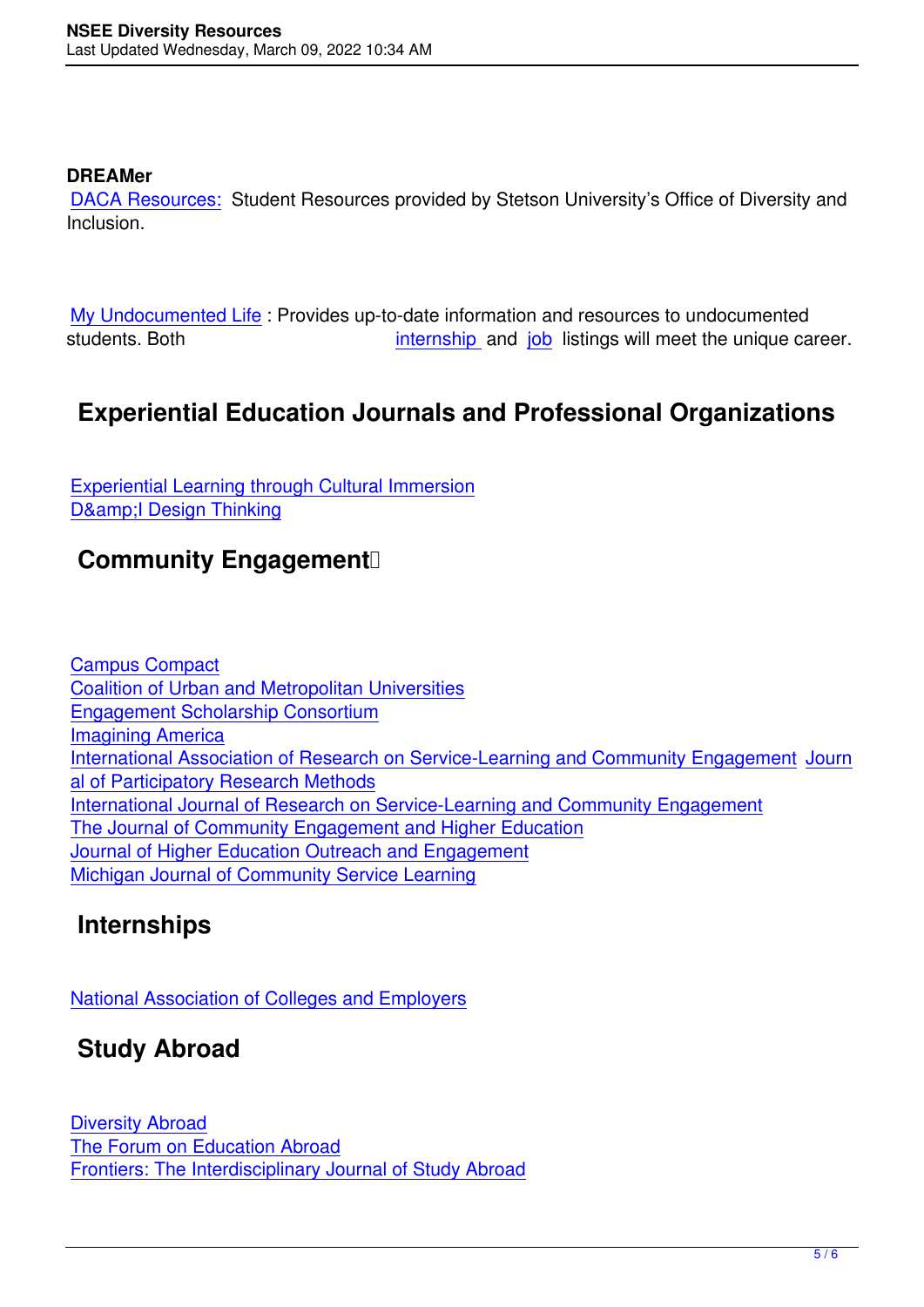**DREAMer**

DACA Resources: Student Resources provided by Stetson University's Office of Diversity and Inclusion.

My Undocumented Life : Provides up-to-date information and resources to undocumented students. Both internship and job listings will meet the unique career.

## Experiential Education Journals and Professional Organizations

Experiential Learning through Cultural Immersion
D&amp;I Design Thinking

## Community Engagement

Campus Compact
Coalition of Urban and Metropolitan Universities
Engagement Scholarship Consortium
Imagining America
International Association of Research on Service-Learning and Community Engagement Journal of Participatory Research Methods
International Journal of Research on Service-Learning and Community Engagement
The Journal of Community Engagement and Higher Education
Journal of Higher Education Outreach and Engagement
Michigan Journal of Community Service Learning

## Internships

National Association of Colleges and Employers

## Study Abroad

Diversity Abroad
The Forum on Education Abroad
Frontiers: The Interdisciplinary Journal of Study Abroad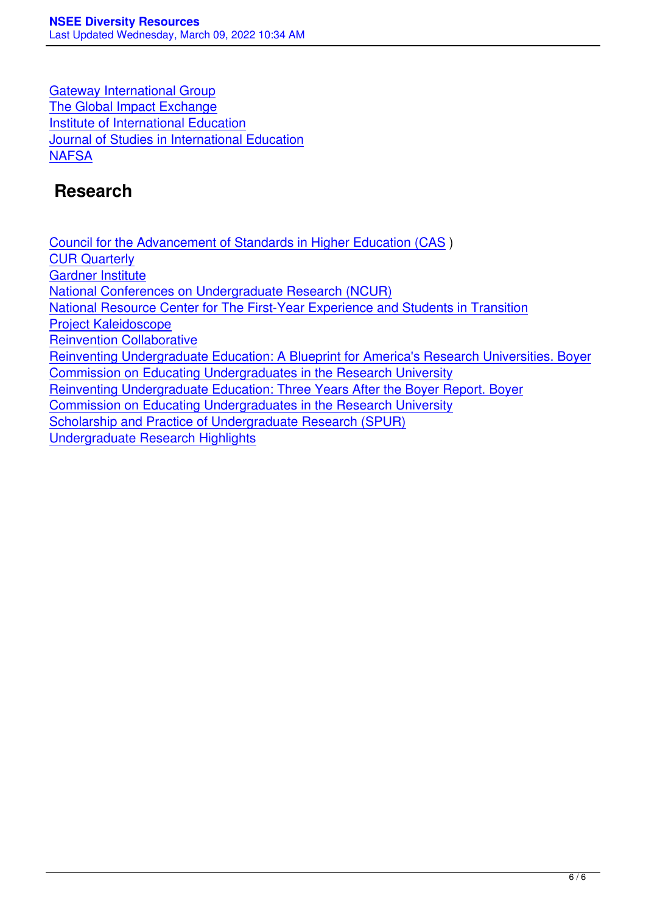Gateway International Group
The Global Impact Exchange
Institute of International Education
Journal of Studies in International Education
NAFSA

## Research

Council for the Advancement of Standards in Higher Education (CAS )
CUR Quarterly
Gardner Institute
National Conferences on Undergraduate Research (NCUR)
National Resource Center for The First-Year Experience and Students in Transition
Project Kaleidoscope
Reinvention Collaborative
Reinventing Undergraduate Education: A Blueprint for America's Research Universities. Boyer Commission on Educating Undergraduates in the Research University
Reinventing Undergraduate Education: Three Years After the Boyer Report. Boyer Commission on Educating Undergraduates in the Research University
Scholarship and Practice of Undergraduate Research (SPUR)
Undergraduate Research Highlights